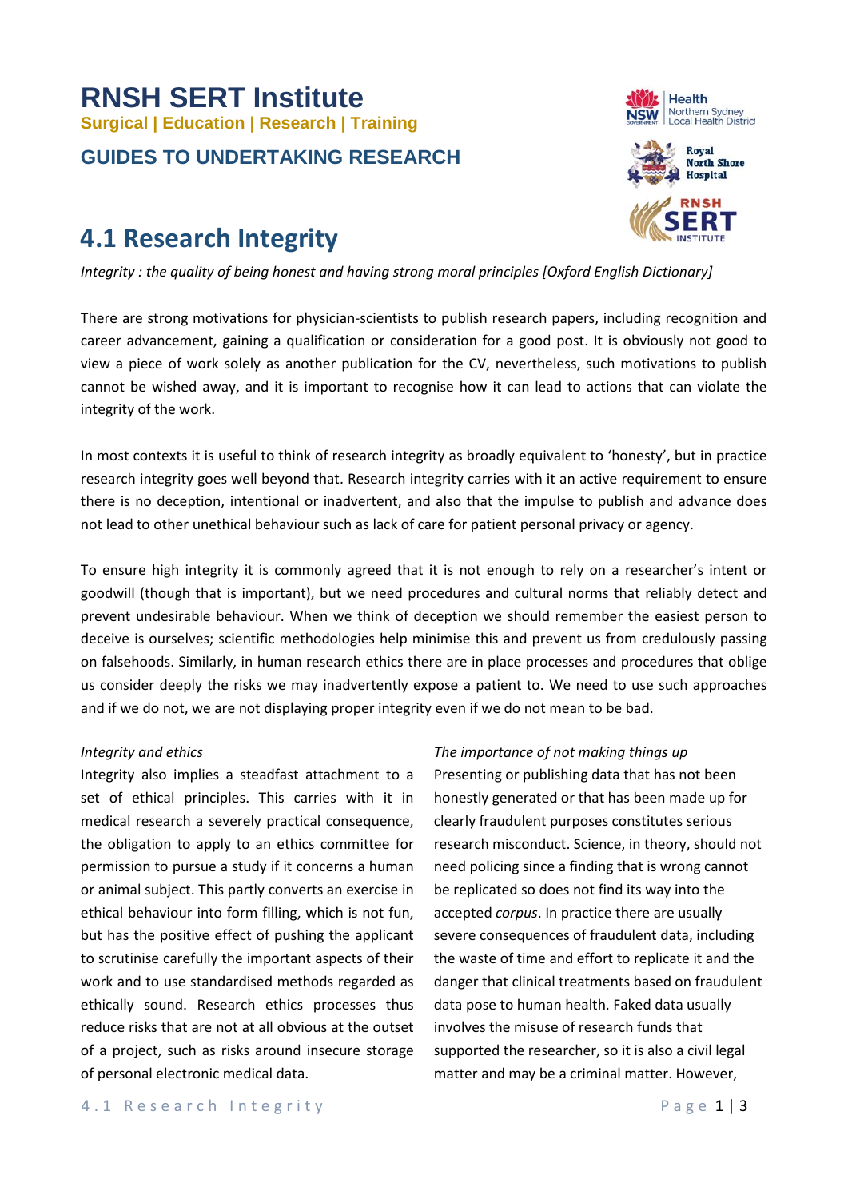# RNSH SERT Institute

**Surgical | Education | Research | Training**

## GUIDES TO UNDERTAKING RESEARCH

# 4.1 Research Integrity

*Integrity : the quality of being honest and having strong moral principles [Oxford English Dictionary]*

There are strong motivations for physician-scientists to publish research papers, including recognition and career advancement, gaining a qualification or consideration for a good post. It is obviously not good to view a piece of work solely as another publication for the CV, nevertheless, such motivations to publish cannot be wished away, and it is important to recognise how it can lead to actions that can violate the integrity of the work.

In most contexts it is useful to think of research integrity as broadly equivalent to 'honesty', but in practice research integrity goes well beyond that. Research integrity carries with it an active requirement to ensure there is no deception, intentional or inadvertent, and also that the impulse to publish and advance does not lead to other unethical behaviour such as lack of care for patient personal privacy or agency.

To ensure high integrity it is commonly agreed that it is not enough to rely on a researcher's intent or goodwill (though that is important), but we need procedures and cultural norms that reliably detect and prevent undesirable behaviour. When we think of deception we should remember the easiest person to deceive is ourselves; scientific methodologies help minimise this and prevent us from credulously passing on falsehoods. Similarly, in human research ethics there are in place processes and procedures that oblige us consider deeply the risks we may inadvertently expose a patient to. We need to use such approaches and if we do not, we are not displaying proper integrity even if we do not mean to be bad.

*Integrity and ethics*

Integrity also implies a steadfast attachment to a set of ethical principles. This carries with it in medical research a severely practical consequence, the obligation to apply to an ethics committee for permission to pursue a study if it concerns a human or animal subject. This partly converts an exercise in ethical behaviour into form filling, which is not fun, but has the positive effect of pushing the applicant to scrutinise carefully the important aspects of their work and to use standardised methods regarded as ethically sound. Research ethics processes thus reduce risks that are not at all obvious at the outset of a project, such as risks around insecure storage of personal electronic medical data.

*The importance of not making things up*

Presenting or publishing data that has not been honestly generated or that has been made up for clearly fraudulent purposes constitutes serious research misconduct. Science, in theory, should not need policing since a finding that is wrong cannot be replicated so does not find its way into the accepted *corpus*. In practice there are usually severe consequences of fraudulent data, including the waste of time and effort to replicate it and the danger that clinical treatments based on fraudulent data pose to human health. Faked data usually involves the misuse of research funds that supported the researcher, so it is also a civil legal matter and may be a criminal matter. However,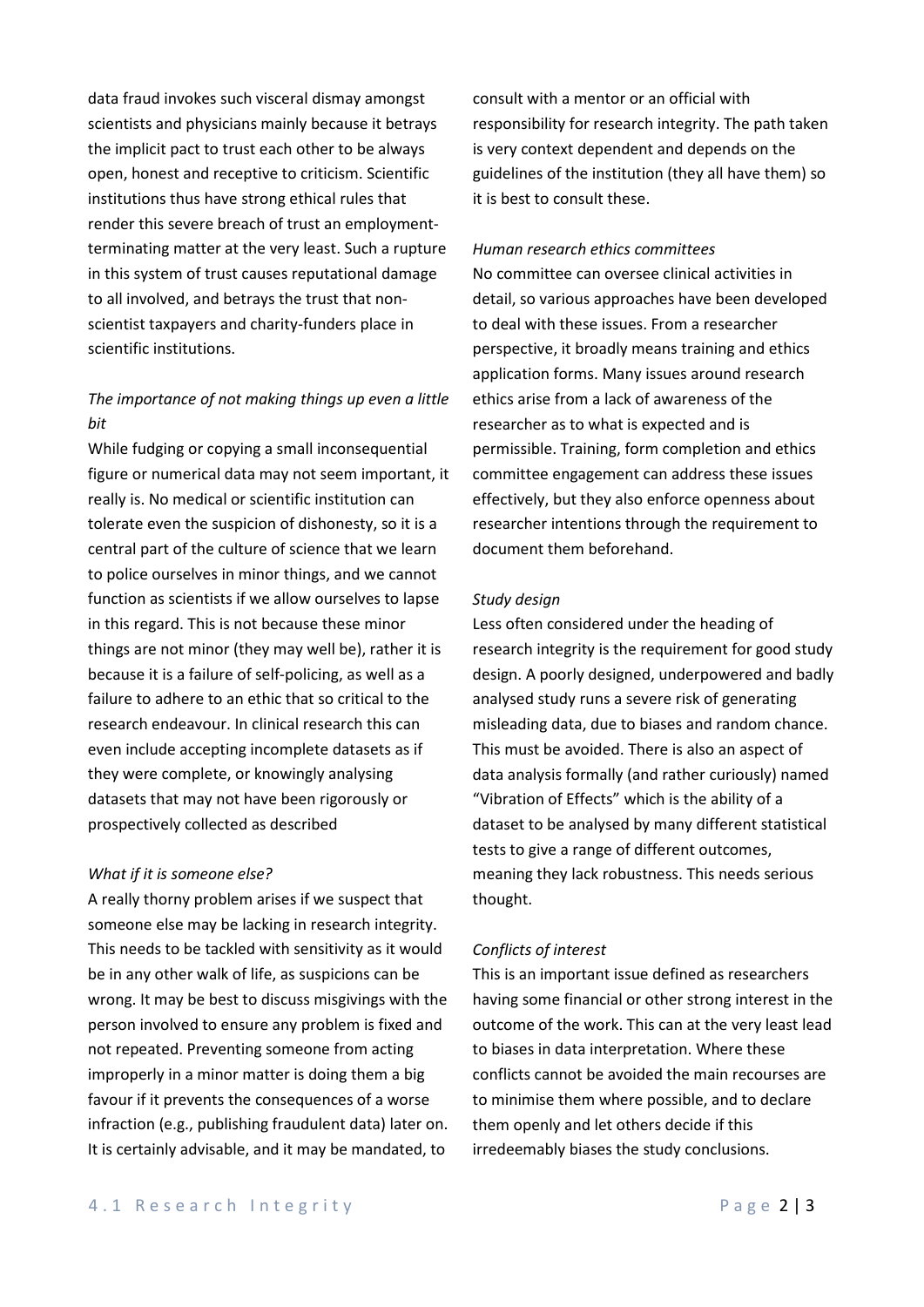data fraud invokes such visceral dismay amongst scientists and physicians mainly because it betrays the implicit pact to trust each other to be always open, honest and receptive to criticism. Scientific institutions thus have strong ethical rules that render this severe breach of trust an employment-terminating matter at the very least. Such a rupture in this system of trust causes reputational damage to all involved, and betrays the trust that non-scientist taxpayers and charity-funders place in scientific institutions.

*The importance of not making things up even a little bit*

While fudging or copying a small inconsequential figure or numerical data may not seem important, it really is. No medical or scientific institution can tolerate even the suspicion of dishonesty, so it is a central part of the culture of science that we learn to police ourselves in minor things, and we cannot function as scientists if we allow ourselves to lapse in this regard. This is not because these minor things are not minor (they may well be), rather it is because it is a failure of self-policing, as well as a failure to adhere to an ethic that so critical to the research endeavour. In clinical research this can even include accepting incomplete datasets as if they were complete, or knowingly analysing datasets that may not have been rigorously or prospectively collected as described

*What if it is someone else?*

A really thorny problem arises if we suspect that someone else may be lacking in research integrity. This needs to be tackled with sensitivity as it would be in any other walk of life, as suspicions can be wrong. It may be best to discuss misgivings with the person involved to ensure any problem is fixed and not repeated. Preventing someone from acting improperly in a minor matter is doing them a big favour if it prevents the consequences of a worse infraction (e.g., publishing fraudulent data) later on. It is certainly advisable, and it may be mandated, to consult with a mentor or an official with responsibility for research integrity. The path taken is very context dependent and depends on the guidelines of the institution (they all have them) so it is best to consult these.

*Human research ethics committees*

No committee can oversee clinical activities in detail, so various approaches have been developed to deal with these issues. From a researcher perspective, it broadly means training and ethics application forms. Many issues around research ethics arise from a lack of awareness of the researcher as to what is expected and is permissible. Training, form completion and ethics committee engagement can address these issues effectively, but they also enforce openness about researcher intentions through the requirement to document them beforehand.

*Study design*

Less often considered under the heading of research integrity is the requirement for good study design. A poorly designed, underpowered and badly analysed study runs a severe risk of generating misleading data, due to biases and random chance. This must be avoided. There is also an aspect of data analysis formally (and rather curiously) named "Vibration of Effects" which is the ability of a dataset to be analysed by many different statistical tests to give a range of different outcomes, meaning they lack robustness. This needs serious thought.

*Conflicts of interest*

This is an important issue defined as researchers having some financial or other strong interest in the outcome of the work. This can at the very least lead to biases in data interpretation. Where these conflicts cannot be avoided the main recourses are to minimise them where possible, and to declare them openly and let others decide if this irredeemably biases the study conclusions.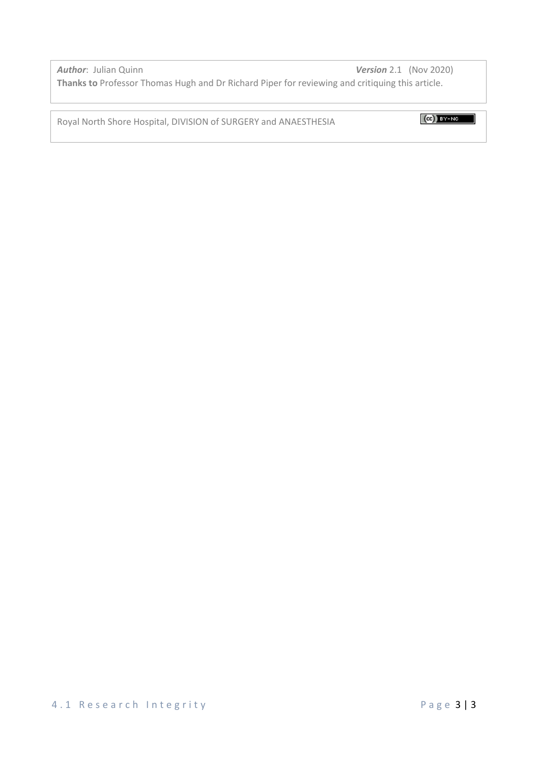***Author***: Julian Quinn ***Version*** 2.1 (Nov 2020)

**Thanks to** Professor Thomas Hugh and Dr Richard Piper for reviewing and critiquing this article.

Royal North Shore Hospital, DIVISION of SURGERY and ANAESTHESIA

(cc) BY-NC